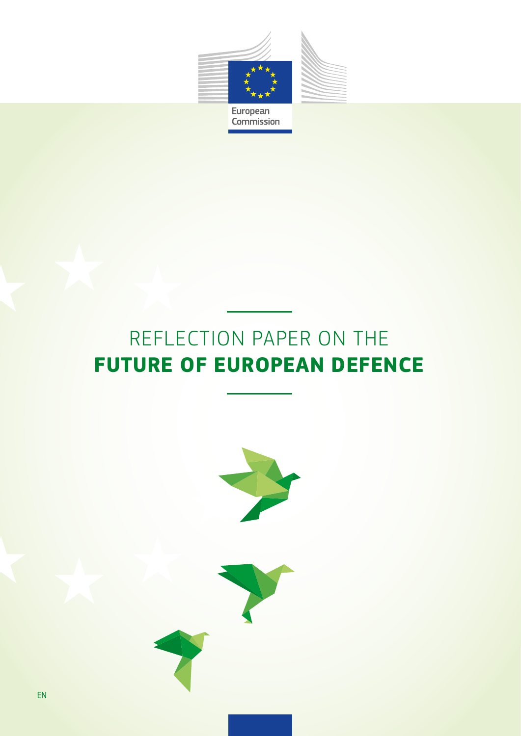European Commission

# REFLECTION PAPER ON THE **FUTURE OF EUROPEAN DEFENCE**

EN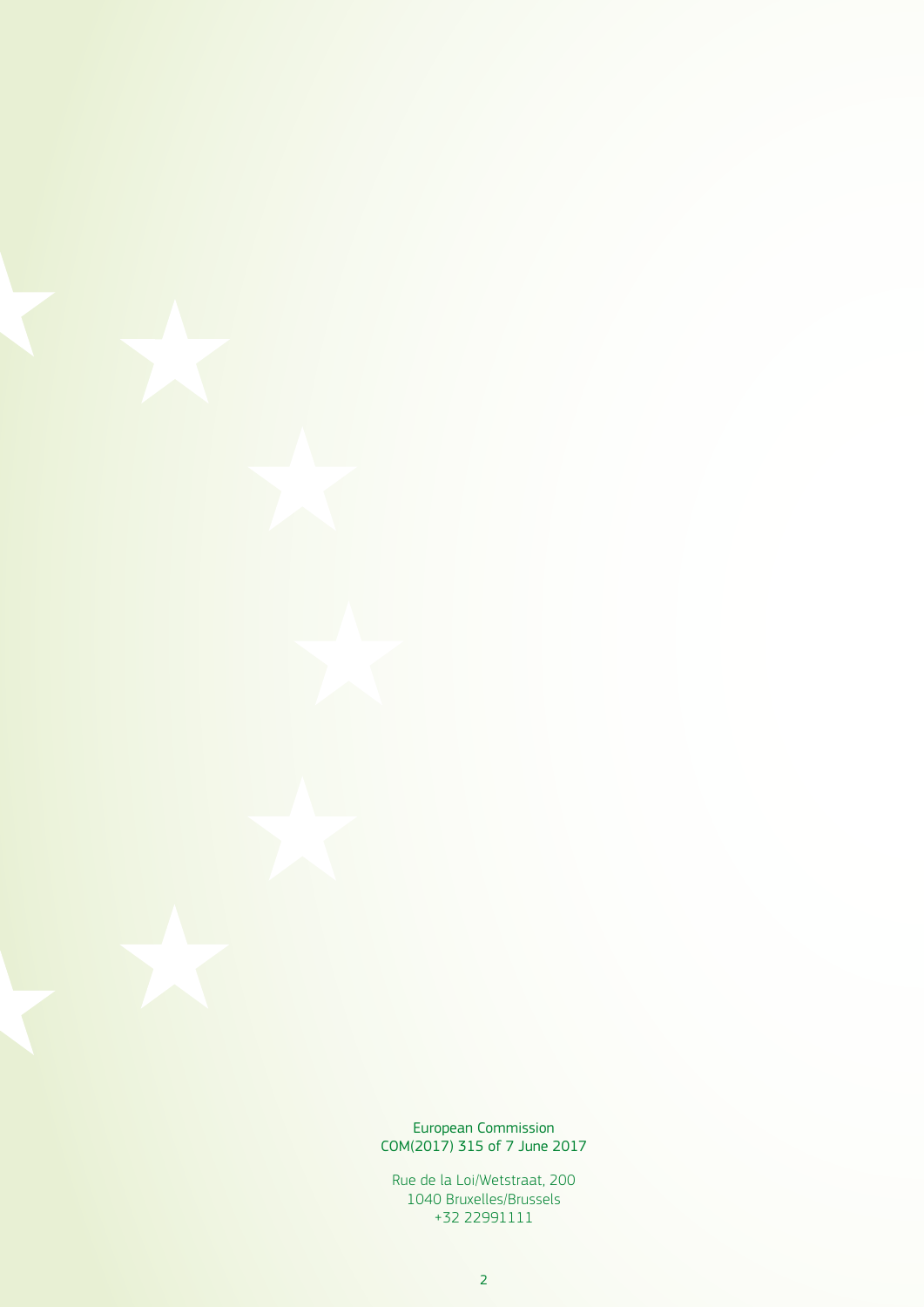European Commission
COM(2017) 315 of 7 June 2017

Rue de la Loi/Wetstraat, 200
1040 Bruxelles/Brussels
+32 22991111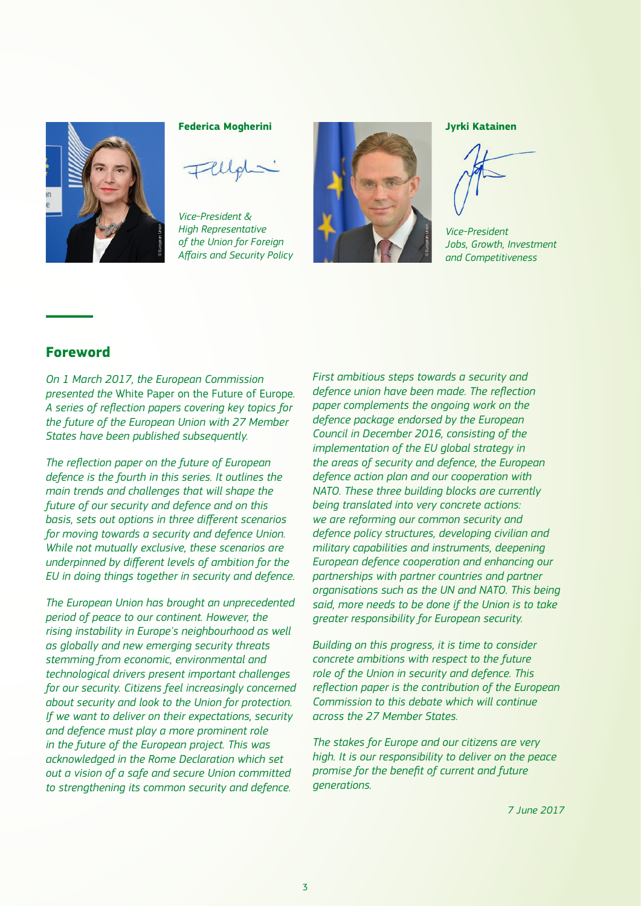**Federica Mogherini**

*Vice-President & High Representative of the Union for Foreign Affairs and Security Policy*

**Jyrki Katainen**

*Vice-President Jobs, Growth, Investment and Competitiveness*

## Foreword

*On 1 March 2017, the European Commission presented the* White Paper on the Future of Europe. *A series of reflection papers covering key topics for the future of the European Union with 27 Member States have been published subsequently.*

*The reflection paper on the future of European defence is the fourth in this series. It outlines the main trends and challenges that will shape the future of our security and defence and on this basis, sets out options in three different scenarios for moving towards a security and defence Union. While not mutually exclusive, these scenarios are underpinned by different levels of ambition for the EU in doing things together in security and defence.*

*The European Union has brought an unprecedented period of peace to our continent. However, the rising instability in Europe's neighbourhood as well as globally and new emerging security threats stemming from economic, environmental and technological drivers present important challenges for our security. Citizens feel increasingly concerned about security and look to the Union for protection. If we want to deliver on their expectations, security and defence must play a more prominent role in the future of the European project. This was acknowledged in the Rome Declaration which set out a vision of a safe and secure Union committed to strengthening its common security and defence.*

*First ambitious steps towards a security and defence union have been made. The reflection paper complements the ongoing work on the defence package endorsed by the European Council in December 2016, consisting of the implementation of the EU global strategy in the areas of security and defence, the European defence action plan and our cooperation with NATO. These three building blocks are currently being translated into very concrete actions: we are reforming our common security and defence policy structures, developing civilian and military capabilities and instruments, deepening European defence cooperation and enhancing our partnerships with partner countries and partner organisations such as the UN and NATO. This being said, more needs to be done if the Union is to take greater responsibility for European security.*

*Building on this progress, it is time to consider concrete ambitions with respect to the future role of the Union in security and defence. This reflection paper is the contribution of the European Commission to this debate which will continue across the 27 Member States.*

*The stakes for Europe and our citizens are very high. It is our responsibility to deliver on the peace promise for the benefit of current and future generations.*

*7 June 2017*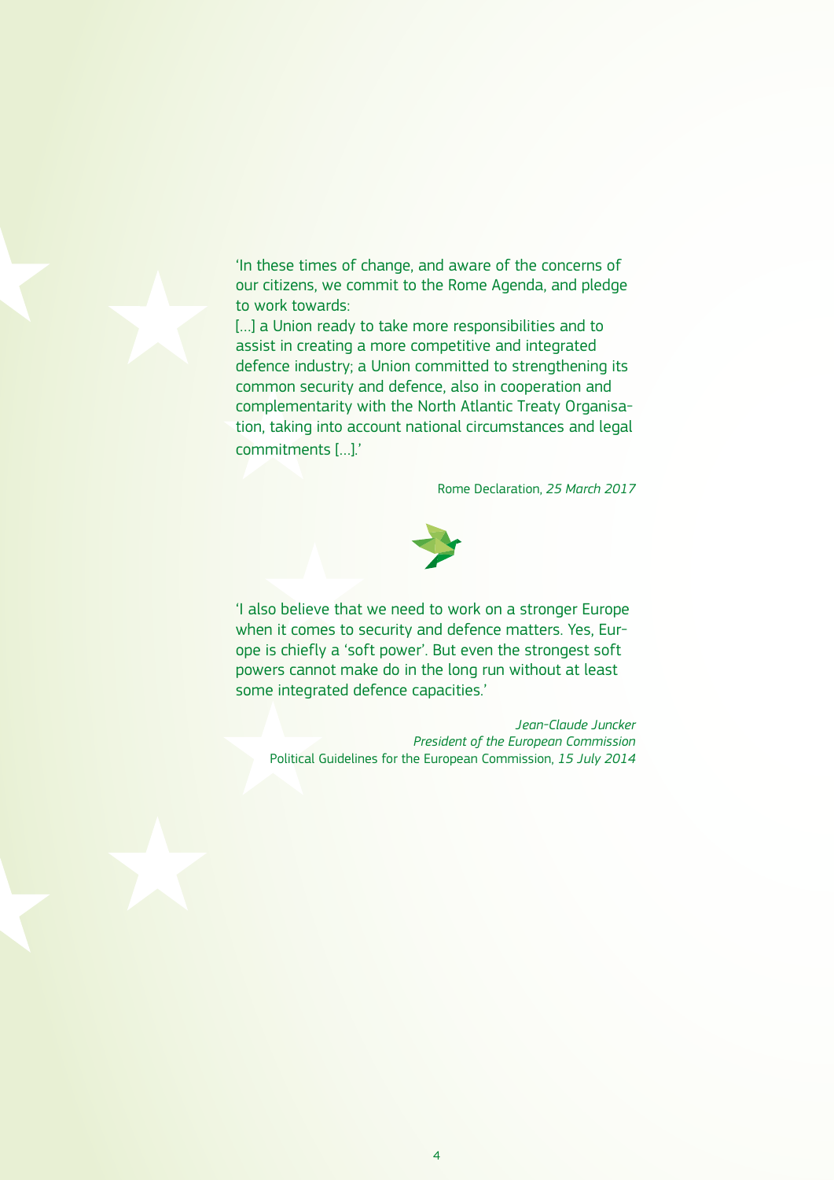'In these times of change, and aware of the concerns of our citizens, we commit to the Rome Agenda, and pledge to work towards:

[…] a Union ready to take more responsibilities and to assist in creating a more competitive and integrated defence industry; a Union committed to strengthening its common security and defence, also in cooperation and complementarity with the North Atlantic Treaty Organisation, taking into account national circumstances and legal commitments […].'

Rome Declaration, *25 March 2017*

'I also believe that we need to work on a stronger Europe when it comes to security and defence matters. Yes, Europe is chiefly a 'soft power'. But even the strongest soft powers cannot make do in the long run without at least some integrated defence capacities.'

*Jean-Claude Juncker*
*President of the European Commission*
Political Guidelines for the European Commission, *15 July 2014*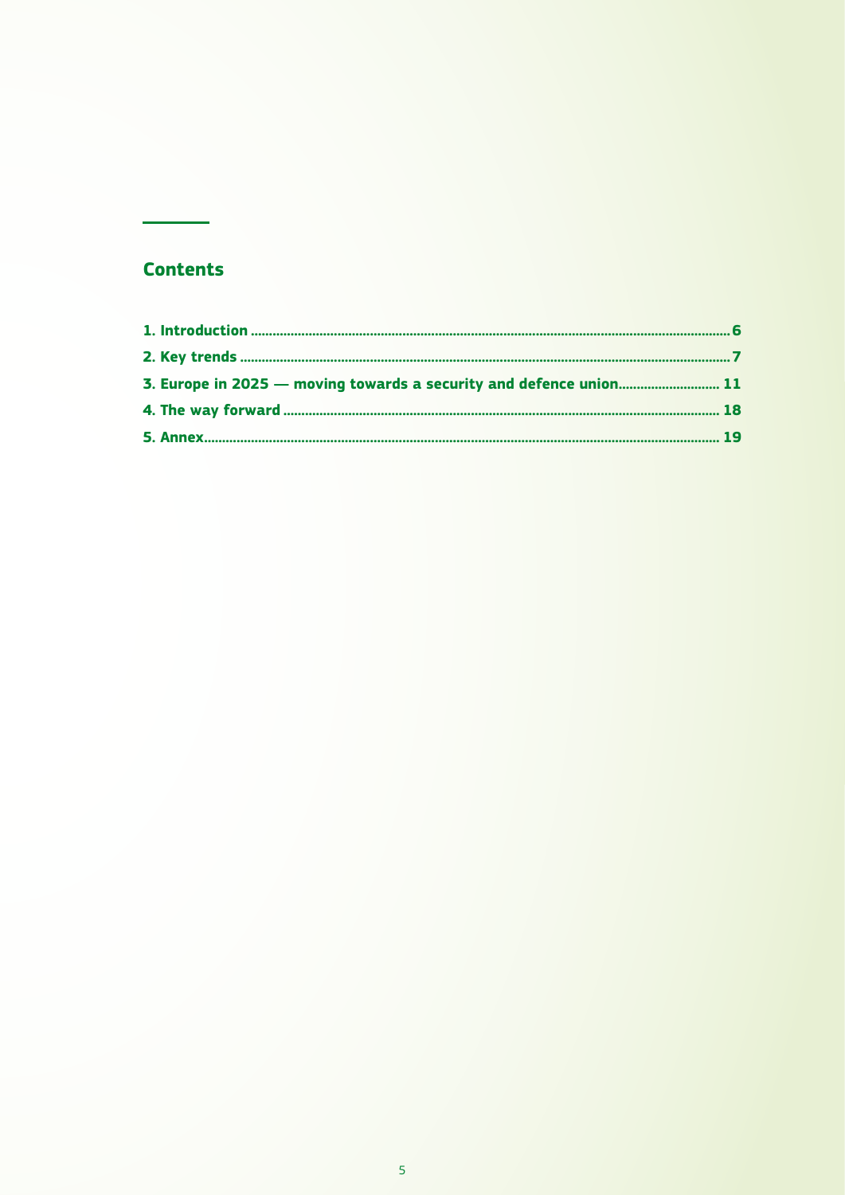## Contents

1. Introduction .......... 6
2. Key trends .......... 7
3. Europe in 2025 — moving towards a security and defence union .......... 11
4. The way forward .......... 18
5. Annex .......... 19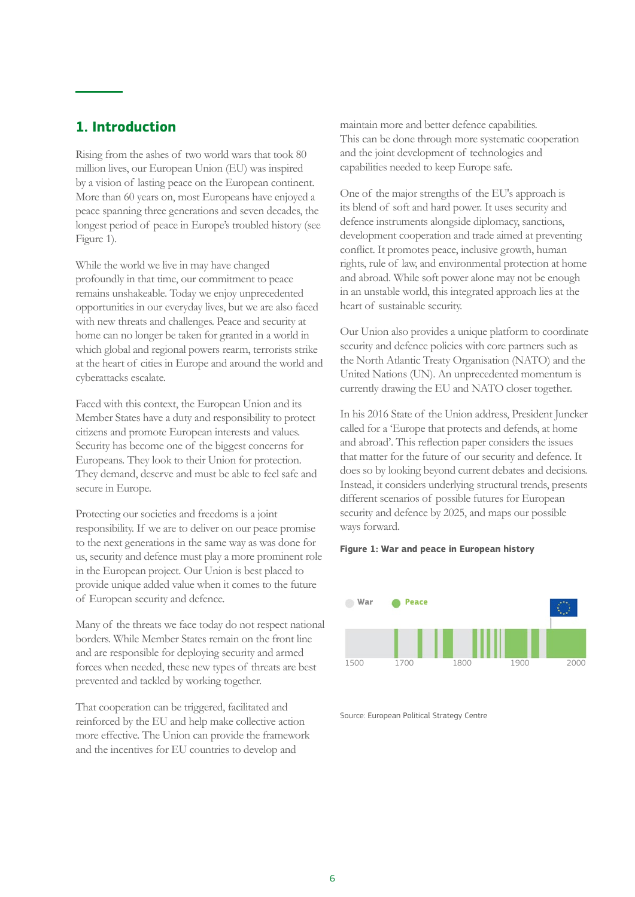# 1. Introduction

Rising from the ashes of two world wars that took 80 million lives, our European Union (EU) was inspired by a vision of lasting peace on the European continent. More than 60 years on, most Europeans have enjoyed a peace spanning three generations and seven decades, the longest period of peace in Europe's troubled history (see Figure 1).

While the world we live in may have changed profoundly in that time, our commitment to peace remains unshakeable. Today we enjoy unprecedented opportunities in our everyday lives, but we are also faced with new threats and challenges. Peace and security at home can no longer be taken for granted in a world in which global and regional powers rearm, terrorists strike at the heart of cities in Europe and around the world and cyberattacks escalate.

Faced with this context, the European Union and its Member States have a duty and responsibility to protect citizens and promote European interests and values. Security has become one of the biggest concerns for Europeans. They look to their Union for protection. They demand, deserve and must be able to feel safe and secure in Europe.

Protecting our societies and freedoms is a joint responsibility. If we are to deliver on our peace promise to the next generations in the same way as was done for us, security and defence must play a more prominent role in the European project. Our Union is best placed to provide unique added value when it comes to the future of European security and defence.

Many of the threats we face today do not respect national borders. While Member States remain on the front line and are responsible for deploying security and armed forces when needed, these new types of threats are best prevented and tackled by working together.

That cooperation can be triggered, facilitated and reinforced by the EU and help make collective action more effective. The Union can provide the framework and the incentives for EU countries to develop and maintain more and better defence capabilities. This can be done through more systematic cooperation and the joint development of technologies and capabilities needed to keep Europe safe.

One of the major strengths of the EU's approach is its blend of soft and hard power. It uses security and defence instruments alongside diplomacy, sanctions, development cooperation and trade aimed at preventing conflict. It promotes peace, inclusive growth, human rights, rule of law, and environmental protection at home and abroad. While soft power alone may not be enough in an unstable world, this integrated approach lies at the heart of sustainable security.

Our Union also provides a unique platform to coordinate security and defence policies with core partners such as the North Atlantic Treaty Organisation (NATO) and the United Nations (UN). An unprecedented momentum is currently drawing the EU and NATO closer together.

In his 2016 State of the Union address, President Juncker called for a 'Europe that protects and defends, at home and abroad'. This reflection paper considers the issues that matter for the future of our security and defence. It does so by looking beyond current debates and decisions. Instead, it considers underlying structural trends, presents different scenarios of possible futures for European security and defence by 2025, and maps our possible ways forward.

**Figure 1: War and peace in European history**

War | Peace

1500 | 1700 | 1800 | 1900 | 2000

Source: European Political Strategy Centre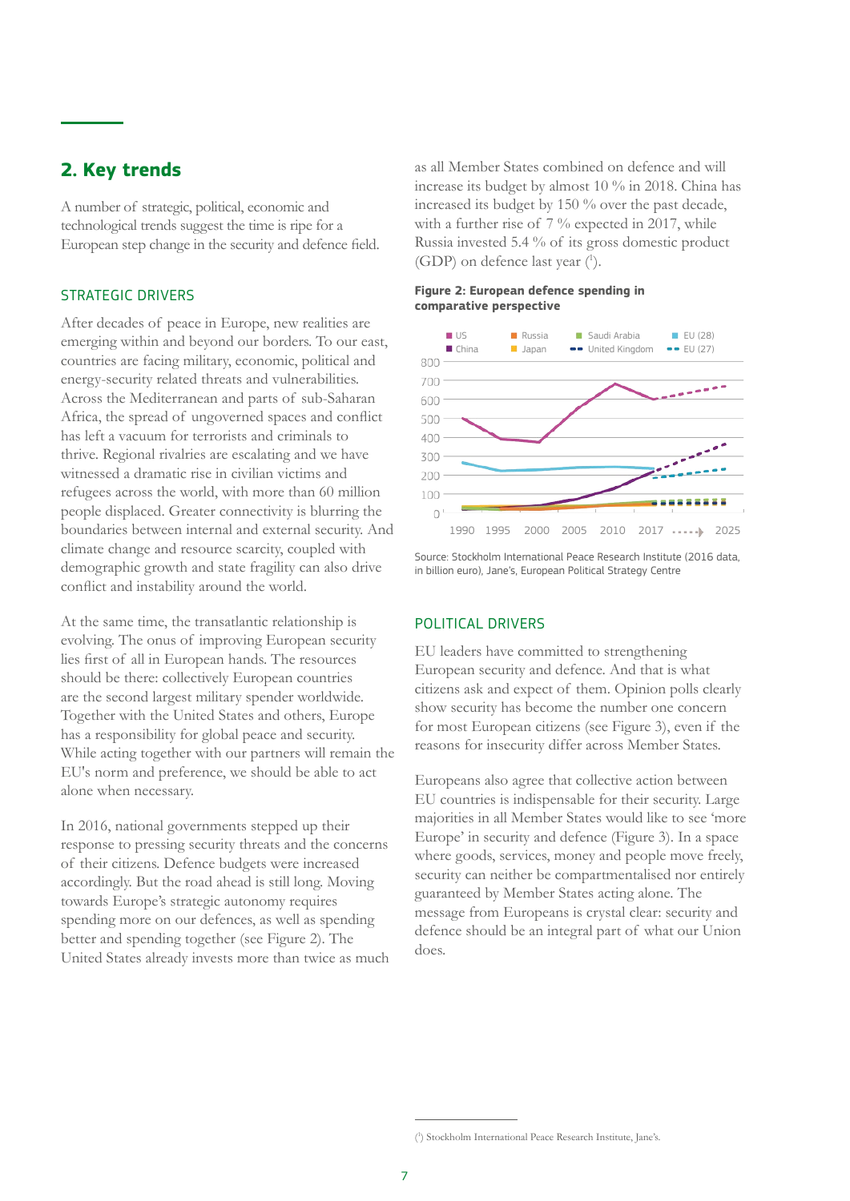## 2. Key trends

A number of strategic, political, economic and technological trends suggest the time is ripe for a European step change in the security and defence field.

### STRATEGIC DRIVERS

After decades of peace in Europe, new realities are emerging within and beyond our borders. To our east, countries are facing military, economic, political and energy-security related threats and vulnerabilities. Across the Mediterranean and parts of sub-Saharan Africa, the spread of ungoverned spaces and conflict has left a vacuum for terrorists and criminals to thrive. Regional rivalries are escalating and we have witnessed a dramatic rise in civilian victims and refugees across the world, with more than 60 million people displaced. Greater connectivity is blurring the boundaries between internal and external security. And climate change and resource scarcity, coupled with demographic growth and state fragility can also drive conflict and instability around the world.

At the same time, the transatlantic relationship is evolving. The onus of improving European security lies first of all in European hands. The resources should be there: collectively European countries are the second largest military spender worldwide. Together with the United States and others, Europe has a responsibility for global peace and security. While acting together with our partners will remain the EU's norm and preference, we should be able to act alone when necessary.

In 2016, national governments stepped up their response to pressing security threats and the concerns of their citizens. Defence budgets were increased accordingly. But the road ahead is still long. Moving towards Europe's strategic autonomy requires spending more on our defences, as well as spending better and spending together (see Figure 2). The United States already invests more than twice as much as all Member States combined on defence and will increase its budget by almost 10 % in 2018. China has increased its budget by 150 % over the past decade, with a further rise of 7 % expected in 2017, while Russia invested 5.4 % of its gross domestic product (GDP) on defence last year [1].

**Figure 2: European defence spending in comparative perspective**

Source: Stockholm International Peace Research Institute (2016 data, in billion euro), Jane's, European Political Strategy Centre

### POLITICAL DRIVERS

EU leaders have committed to strengthening European security and defence. And that is what citizens ask and expect of them. Opinion polls clearly show security has become the number one concern for most European citizens (see Figure 3), even if the reasons for insecurity differ across Member States.

Europeans also agree that collective action between EU countries is indispensable for their security. Large majorities in all Member States would like to see 'more Europe' in security and defence (Figure 3). In a space where goods, services, money and people move freely, security can neither be compartmentalised nor entirely guaranteed by Member States acting alone. The message from Europeans is crystal clear: security and defence should be an integral part of what our Union does.

---

[1] Stockholm International Peace Research Institute, Jane's.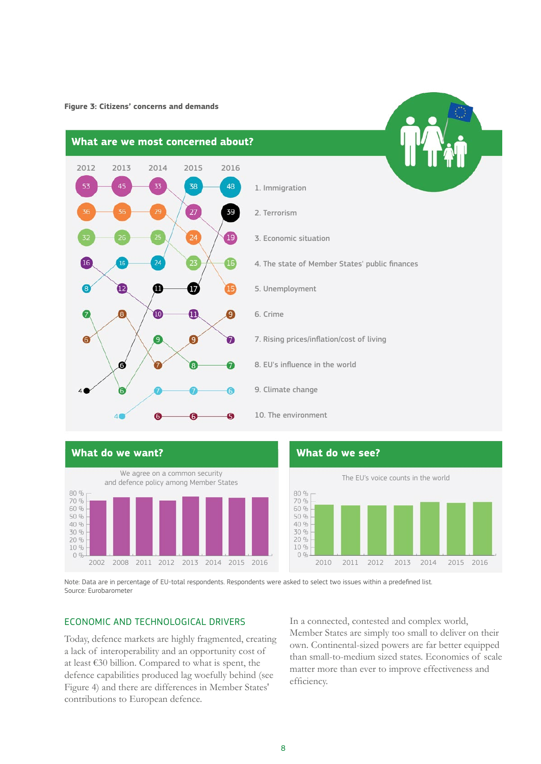**Figure 3: Citizens' concerns and demands**

## What are we most concerned about?

| Rank | 2012 | 2013 | 2014 | 2015 | 2016 | Issue |
|---|---|---|---|---|---|---|
| 1 | 53 | 45 | 33 | 38 | 48 | 1. Immigration |
| 2 | 36 | 36 | 29 | 27 | 39 | 2. Terrorism |
| 3 | 32 | 26 | 25 | 24 | 19 | 3. Economic situation |
| 4 | 16 | 16 | 24 | 23 | 16 | 4. The state of Member States' public finances |
| 5 | 8 | 12 | 11 | 17 | 15 | 5. Unemployment |
| 6 | 7 | 8 | 10 | 11 | 9 | 6. Crime |
| 7 | 6 |  | 9 | 9 | 7 | 7. Rising prices/inflation/cost of living |
| 8 |  | 6 | 7 | 8 | 7 | 8. EU's influence in the world |
| 9 | 4 | 6 | 7 | 7 | 6 | 9. Climate change |
| 10 |  | 4 | 6 | 6 | 5 | 10. The environment |

## What do we want?

We agree on a common security and defence policy among Member States

Years: 2002, 2008, 2011, 2012, 2013, 2014, 2015, 2016 (scale 0 % – 80 %)

## What do we see?

The EU's voice counts in the world

Years: 2010, 2011, 2012, 2013, 2014, 2015, 2016 (scale 0 % – 80 %)

Note: Data are in percentage of EU-total respondents. Respondents were asked to select two issues within a predefined list.
Source: Eurobarometer

## ECONOMIC AND TECHNOLOGICAL DRIVERS

Today, defence markets are highly fragmented, creating a lack of interoperability and an opportunity cost of at least €30 billion. Compared to what is spent, the defence capabilities produced lag woefully behind (see Figure 4) and there are differences in Member States' contributions to European defence.

In a connected, contested and complex world, Member States are simply too small to deliver on their own. Continental-sized powers are far better equipped than small-to-medium sized states. Economies of scale matter more than ever to improve effectiveness and efficiency.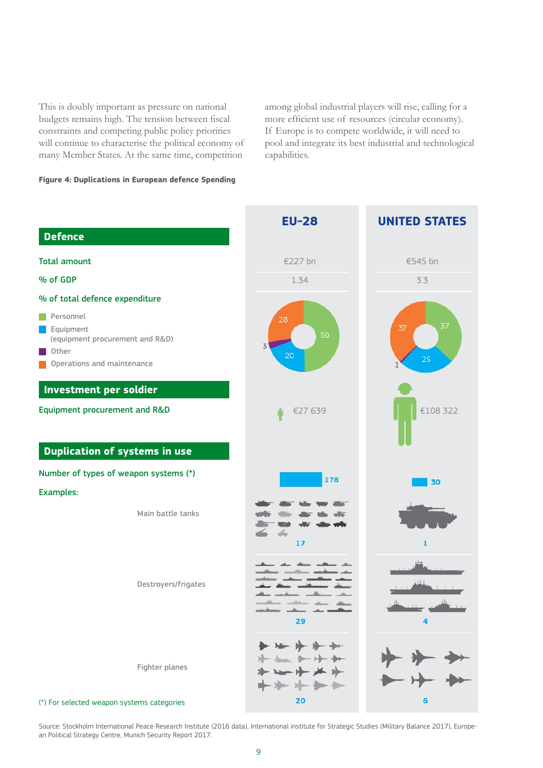This is doubly important as pressure on national budgets remains high. The tension between fiscal constraints and competing public policy priorities will continue to characterise the political economy of many Member States. At the same time, competition among global industrial players will rise, calling for a more efficient use of resources (circular economy). If Europe is to compete worldwide, it will need to pool and integrate its best industrial and technological capabilities.

**Figure 4: Duplications in European defence Spending**

| | EU-28 | UNITED STATES |
|---|---|---|
| **Defence** | | |
| Total amount | €227 bn | €545 bn |
| % of GDP | 1.34 | 3.3 |
| % of total defence expenditure | | |
| Personnel | 50 | 37 |
| Equipment (equipment procurement and R&D) | 20 | 25 |
| Other | 3 | 1 |
| Operations and maintenance | 28 | 37 |
| **Investment per soldier** | | |
| Equipment procurement and R&D | €27 639 | €108 322 |
| **Duplication of systems in use** | | |
| Number of types of weapon systems (*) | 178 | 30 |
| Examples: | | |
| Main battle tanks | 17 | 1 |
| Destroyers/frigates | 29 | 4 |
| Fighter planes | 20 | 6 |

(*) For selected weapon systems categories

Source: Stockholm International Peace Research Institute (2016 data), International institute for Strategic Studies (Military Balance 2017), European Political Strategy Centre, Munich Security Report 2017.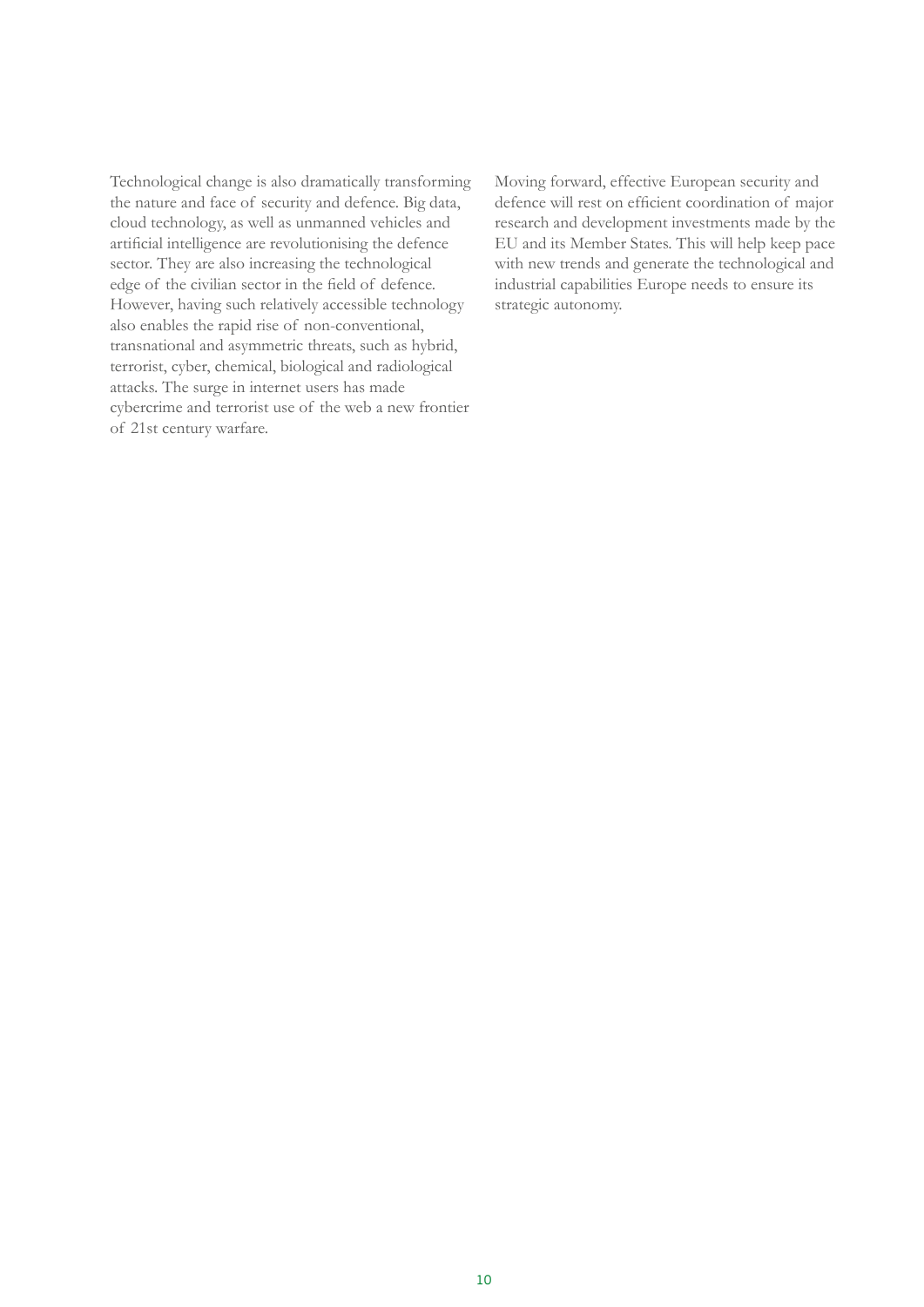Technological change is also dramatically transforming the nature and face of security and defence. Big data, cloud technology, as well as unmanned vehicles and artificial intelligence are revolutionising the defence sector. They are also increasing the technological edge of the civilian sector in the field of defence. However, having such relatively accessible technology also enables the rapid rise of non-conventional, transnational and asymmetric threats, such as hybrid, terrorist, cyber, chemical, biological and radiological attacks. The surge in internet users has made cybercrime and terrorist use of the web a new frontier of 21st century warfare.

Moving forward, effective European security and defence will rest on efficient coordination of major research and development investments made by the EU and its Member States. This will help keep pace with new trends and generate the technological and industrial capabilities Europe needs to ensure its strategic autonomy.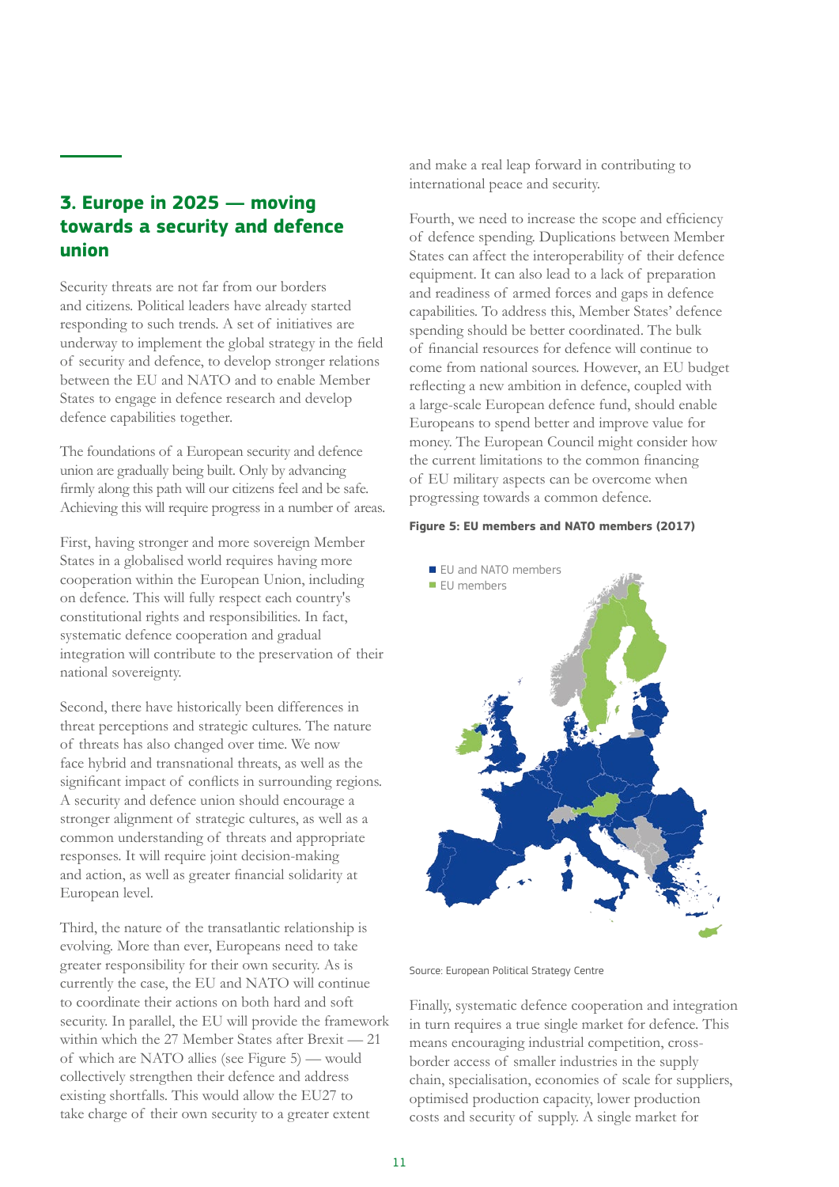## 3. Europe in 2025 — moving towards a security and defence union

Security threats are not far from our borders and citizens. Political leaders have already started responding to such trends. A set of initiatives are underway to implement the global strategy in the field of security and defence, to develop stronger relations between the EU and NATO and to enable Member States to engage in defence research and develop defence capabilities together.

The foundations of a European security and defence union are gradually being built. Only by advancing firmly along this path will our citizens feel and be safe. Achieving this will require progress in a number of areas.

First, having stronger and more sovereign Member States in a globalised world requires having more cooperation within the European Union, including on defence. This will fully respect each country's constitutional rights and responsibilities. In fact, systematic defence cooperation and gradual integration will contribute to the preservation of their national sovereignty.

Second, there have historically been differences in threat perceptions and strategic cultures. The nature of threats has also changed over time. We now face hybrid and transnational threats, as well as the significant impact of conflicts in surrounding regions. A security and defence union should encourage a stronger alignment of strategic cultures, as well as a common understanding of threats and appropriate responses. It will require joint decision-making and action, as well as greater financial solidarity at European level.

Third, the nature of the transatlantic relationship is evolving. More than ever, Europeans need to take greater responsibility for their own security. As is currently the case, the EU and NATO will continue to coordinate their actions on both hard and soft security. In parallel, the EU will provide the framework within which the 27 Member States after Brexit — 21 of which are NATO allies (see Figure 5) — would collectively strengthen their defence and address existing shortfalls. This would allow the EU27 to take charge of their own security to a greater extent and make a real leap forward in contributing to international peace and security.

Fourth, we need to increase the scope and efficiency of defence spending. Duplications between Member States can affect the interoperability of their defence equipment. It can also lead to a lack of preparation and readiness of armed forces and gaps in defence capabilities. To address this, Member States' defence spending should be better coordinated. The bulk of financial resources for defence will continue to come from national sources. However, an EU budget reflecting a new ambition in defence, coupled with a large-scale European defence fund, should enable Europeans to spend better and improve value for money. The European Council might consider how the current limitations to the common financing of EU military aspects can be overcome when progressing towards a common defence.

**Figure 5: EU members and NATO members (2017)**

- EU and NATO members
- EU members

Source: European Political Strategy Centre

Finally, systematic defence cooperation and integration in turn requires a true single market for defence. This means encouraging industrial competition, cross-border access of smaller industries in the supply chain, specialisation, economies of scale for suppliers, optimised production capacity, lower production costs and security of supply. A single market for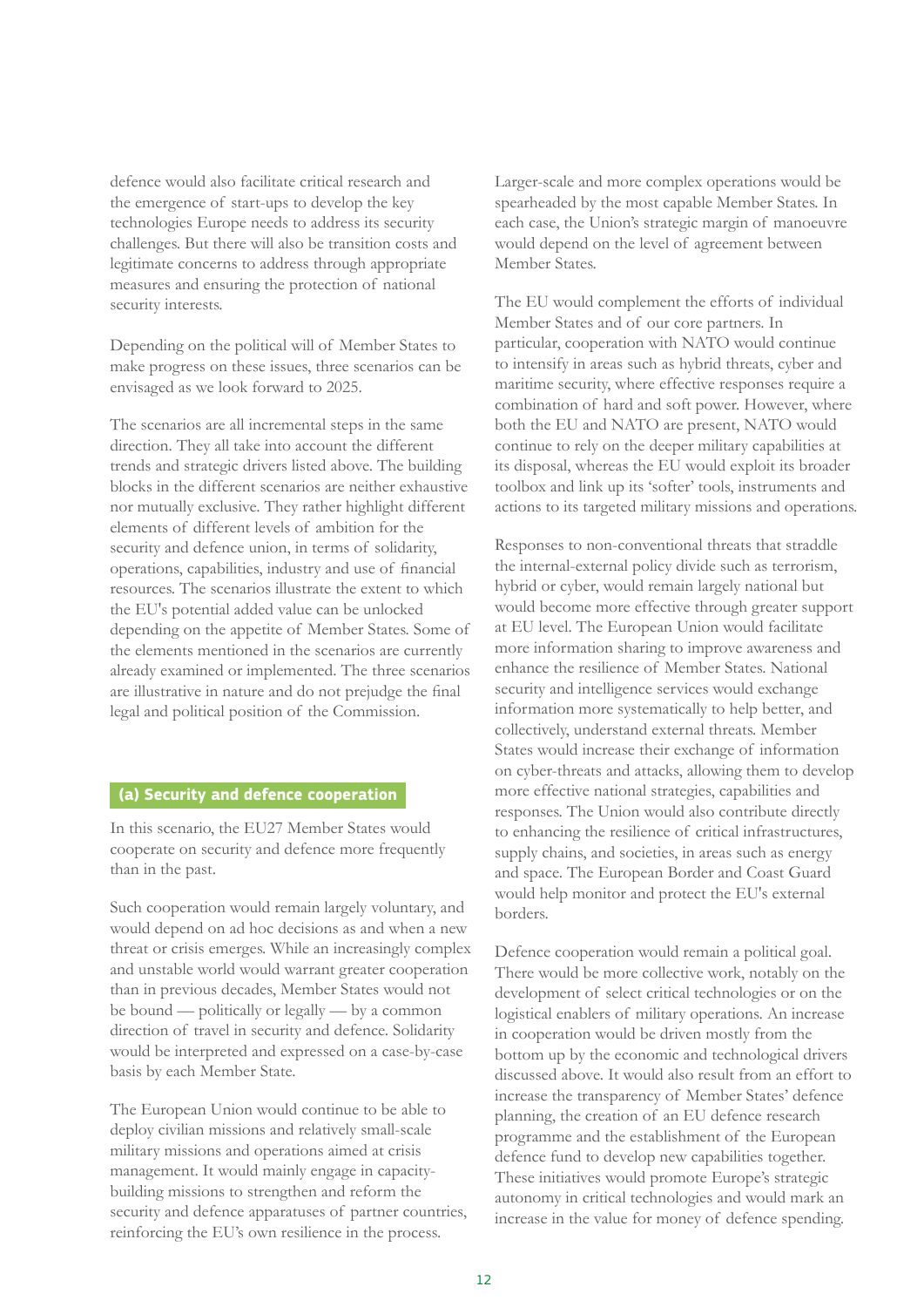defence would also facilitate critical research and the emergence of start-ups to develop the key technologies Europe needs to address its security challenges. But there will also be transition costs and legitimate concerns to address through appropriate measures and ensuring the protection of national security interests.

Depending on the political will of Member States to make progress on these issues, three scenarios can be envisaged as we look forward to 2025.

The scenarios are all incremental steps in the same direction. They all take into account the different trends and strategic drivers listed above. The building blocks in the different scenarios are neither exhaustive nor mutually exclusive. They rather highlight different elements of different levels of ambition for the security and defence union, in terms of solidarity, operations, capabilities, industry and use of financial resources. The scenarios illustrate the extent to which the EU's potential added value can be unlocked depending on the appetite of Member States. Some of the elements mentioned in the scenarios are currently already examined or implemented. The three scenarios are illustrative in nature and do not prejudge the final legal and political position of the Commission.

### (a) Security and defence cooperation

In this scenario, the EU27 Member States would cooperate on security and defence more frequently than in the past.

Such cooperation would remain largely voluntary, and would depend on ad hoc decisions as and when a new threat or crisis emerges. While an increasingly complex and unstable world would warrant greater cooperation than in previous decades, Member States would not be bound — politically or legally — by a common direction of travel in security and defence. Solidarity would be interpreted and expressed on a case-by-case basis by each Member State.

The European Union would continue to be able to deploy civilian missions and relatively small-scale military missions and operations aimed at crisis management. It would mainly engage in capacity-building missions to strengthen and reform the security and defence apparatuses of partner countries, reinforcing the EU's own resilience in the process.

Larger-scale and more complex operations would be spearheaded by the most capable Member States. In each case, the Union's strategic margin of manoeuvre would depend on the level of agreement between Member States.

The EU would complement the efforts of individual Member States and of our core partners. In particular, cooperation with NATO would continue to intensify in areas such as hybrid threats, cyber and maritime security, where effective responses require a combination of hard and soft power. However, where both the EU and NATO are present, NATO would continue to rely on the deeper military capabilities at its disposal, whereas the EU would exploit its broader toolbox and link up its 'softer' tools, instruments and actions to its targeted military missions and operations.

Responses to non-conventional threats that straddle the internal-external policy divide such as terrorism, hybrid or cyber, would remain largely national but would become more effective through greater support at EU level. The European Union would facilitate more information sharing to improve awareness and enhance the resilience of Member States. National security and intelligence services would exchange information more systematically to help better, and collectively, understand external threats. Member States would increase their exchange of information on cyber-threats and attacks, allowing them to develop more effective national strategies, capabilities and responses. The Union would also contribute directly to enhancing the resilience of critical infrastructures, supply chains, and societies, in areas such as energy and space. The European Border and Coast Guard would help monitor and protect the EU's external borders.

Defence cooperation would remain a political goal. There would be more collective work, notably on the development of select critical technologies or on the logistical enablers of military operations. An increase in cooperation would be driven mostly from the bottom up by the economic and technological drivers discussed above. It would also result from an effort to increase the transparency of Member States' defence planning, the creation of an EU defence research programme and the establishment of the European defence fund to develop new capabilities together. These initiatives would promote Europe's strategic autonomy in critical technologies and would mark an increase in the value for money of defence spending.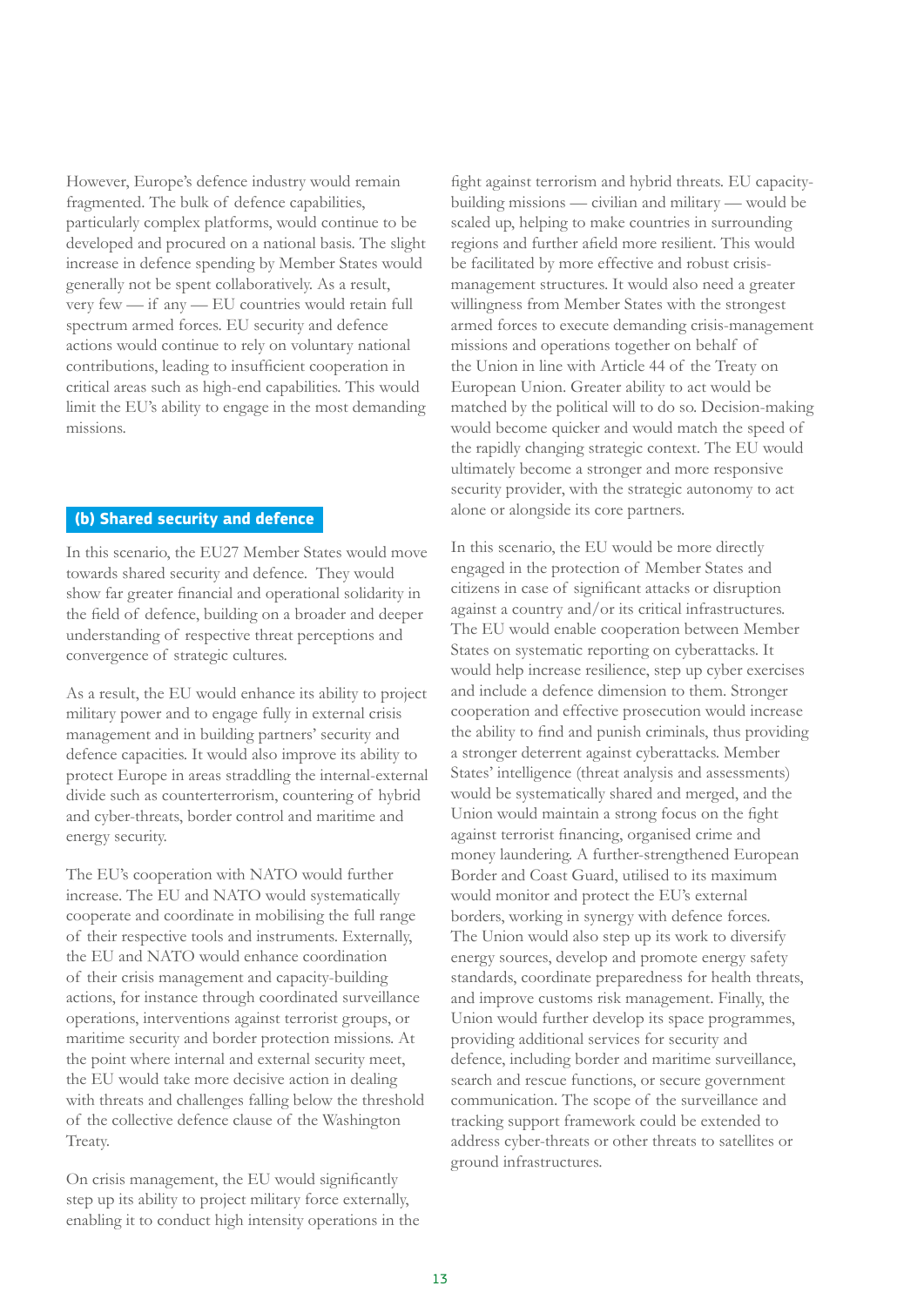However, Europe's defence industry would remain fragmented. The bulk of defence capabilities, particularly complex platforms, would continue to be developed and procured on a national basis. The slight increase in defence spending by Member States would generally not be spent collaboratively. As a result, very few — if any — EU countries would retain full spectrum armed forces. EU security and defence actions would continue to rely on voluntary national contributions, leading to insufficient cooperation in critical areas such as high-end capabilities. This would limit the EU's ability to engage in the most demanding missions.

### (b) Shared security and defence

In this scenario, the EU27 Member States would move towards shared security and defence. They would show far greater financial and operational solidarity in the field of defence, building on a broader and deeper understanding of respective threat perceptions and convergence of strategic cultures.

As a result, the EU would enhance its ability to project military power and to engage fully in external crisis management and in building partners' security and defence capacities. It would also improve its ability to protect Europe in areas straddling the internal-external divide such as counterterrorism, countering of hybrid and cyber-threats, border control and maritime and energy security.

The EU's cooperation with NATO would further increase. The EU and NATO would systematically cooperate and coordinate in mobilising the full range of their respective tools and instruments. Externally, the EU and NATO would enhance coordination of their crisis management and capacity-building actions, for instance through coordinated surveillance operations, interventions against terrorist groups, or maritime security and border protection missions. At the point where internal and external security meet, the EU would take more decisive action in dealing with threats and challenges falling below the threshold of the collective defence clause of the Washington Treaty.

On crisis management, the EU would significantly step up its ability to project military force externally, enabling it to conduct high intensity operations in the fight against terrorism and hybrid threats. EU capacity-building missions — civilian and military — would be scaled up, helping to make countries in surrounding regions and further afield more resilient. This would be facilitated by more effective and robust crisis-management structures. It would also need a greater willingness from Member States with the strongest armed forces to execute demanding crisis-management missions and operations together on behalf of the Union in line with Article 44 of the Treaty on European Union. Greater ability to act would be matched by the political will to do so. Decision-making would become quicker and would match the speed of the rapidly changing strategic context. The EU would ultimately become a stronger and more responsive security provider, with the strategic autonomy to act alone or alongside its core partners.

In this scenario, the EU would be more directly engaged in the protection of Member States and citizens in case of significant attacks or disruption against a country and/or its critical infrastructures. The EU would enable cooperation between Member States on systematic reporting on cyberattacks. It would help increase resilience, step up cyber exercises and include a defence dimension to them. Stronger cooperation and effective prosecution would increase the ability to find and punish criminals, thus providing a stronger deterrent against cyberattacks. Member States' intelligence (threat analysis and assessments) would be systematically shared and merged, and the Union would maintain a strong focus on the fight against terrorist financing, organised crime and money laundering. A further-strengthened European Border and Coast Guard, utilised to its maximum would monitor and protect the EU's external borders, working in synergy with defence forces. The Union would also step up its work to diversify energy sources, develop and promote energy safety standards, coordinate preparedness for health threats, and improve customs risk management. Finally, the Union would further develop its space programmes, providing additional services for security and defence, including border and maritime surveillance, search and rescue functions, or secure government communication. The scope of the surveillance and tracking support framework could be extended to address cyber-threats or other threats to satellites or ground infrastructures.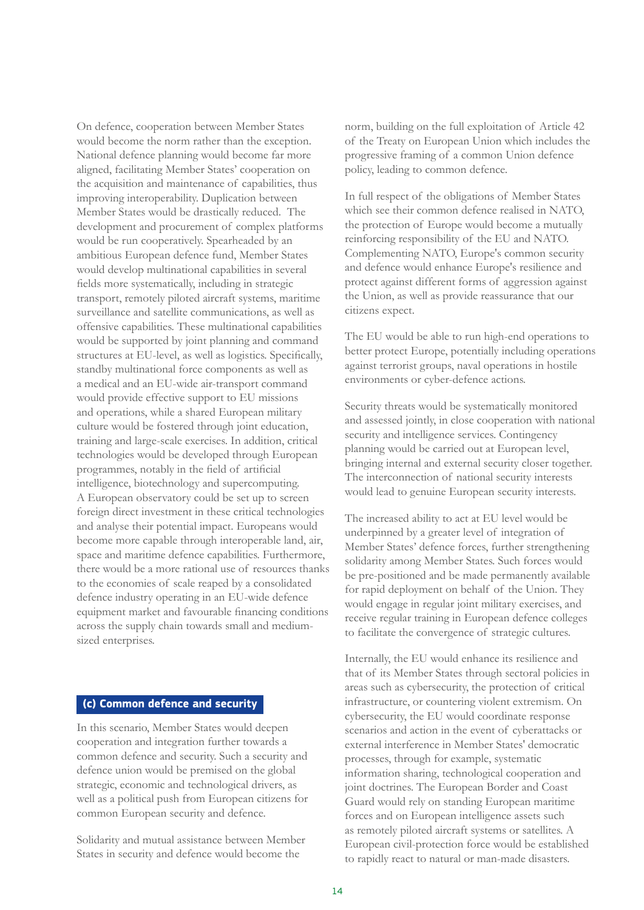On defence, cooperation between Member States would become the norm rather than the exception. National defence planning would become far more aligned, facilitating Member States' cooperation on the acquisition and maintenance of capabilities, thus improving interoperability. Duplication between Member States would be drastically reduced. The development and procurement of complex platforms would be run cooperatively. Spearheaded by an ambitious European defence fund, Member States would develop multinational capabilities in several fields more systematically, including in strategic transport, remotely piloted aircraft systems, maritime surveillance and satellite communications, as well as offensive capabilities. These multinational capabilities would be supported by joint planning and command structures at EU-level, as well as logistics. Specifically, standby multinational force components as well as a medical and an EU-wide air-transport command would provide effective support to EU missions and operations, while a shared European military culture would be fostered through joint education, training and large-scale exercises. In addition, critical technologies would be developed through European programmes, notably in the field of artificial intelligence, biotechnology and supercomputing. A European observatory could be set up to screen foreign direct investment in these critical technologies and analyse their potential impact. Europeans would become more capable through interoperable land, air, space and maritime defence capabilities. Furthermore, there would be a more rational use of resources thanks to the economies of scale reaped by a consolidated defence industry operating in an EU-wide defence equipment market and favourable financing conditions across the supply chain towards small and medium-sized enterprises.

### (c) Common defence and security

In this scenario, Member States would deepen cooperation and integration further towards a common defence and security. Such a security and defence union would be premised on the global strategic, economic and technological drivers, as well as a political push from European citizens for common European security and defence.

Solidarity and mutual assistance between Member States in security and defence would become the norm, building on the full exploitation of Article 42 of the Treaty on European Union which includes the progressive framing of a common Union defence policy, leading to common defence.

In full respect of the obligations of Member States which see their common defence realised in NATO, the protection of Europe would become a mutually reinforcing responsibility of the EU and NATO. Complementing NATO, Europe's common security and defence would enhance Europe's resilience and protect against different forms of aggression against the Union, as well as provide reassurance that our citizens expect.

The EU would be able to run high-end operations to better protect Europe, potentially including operations against terrorist groups, naval operations in hostile environments or cyber-defence actions.

Security threats would be systematically monitored and assessed jointly, in close cooperation with national security and intelligence services. Contingency planning would be carried out at European level, bringing internal and external security closer together. The interconnection of national security interests would lead to genuine European security interests.

The increased ability to act at EU level would be underpinned by a greater level of integration of Member States' defence forces, further strengthening solidarity among Member States. Such forces would be pre-positioned and be made permanently available for rapid deployment on behalf of the Union. They would engage in regular joint military exercises, and receive regular training in European defence colleges to facilitate the convergence of strategic cultures.

Internally, the EU would enhance its resilience and that of its Member States through sectoral policies in areas such as cybersecurity, the protection of critical infrastructure, or countering violent extremism. On cybersecurity, the EU would coordinate response scenarios and action in the event of cyberattacks or external interference in Member States' democratic processes, through for example, systematic information sharing, technological cooperation and joint doctrines. The European Border and Coast Guard would rely on standing European maritime forces and on European intelligence assets such as remotely piloted aircraft systems or satellites. A European civil-protection force would be established to rapidly react to natural or man-made disasters.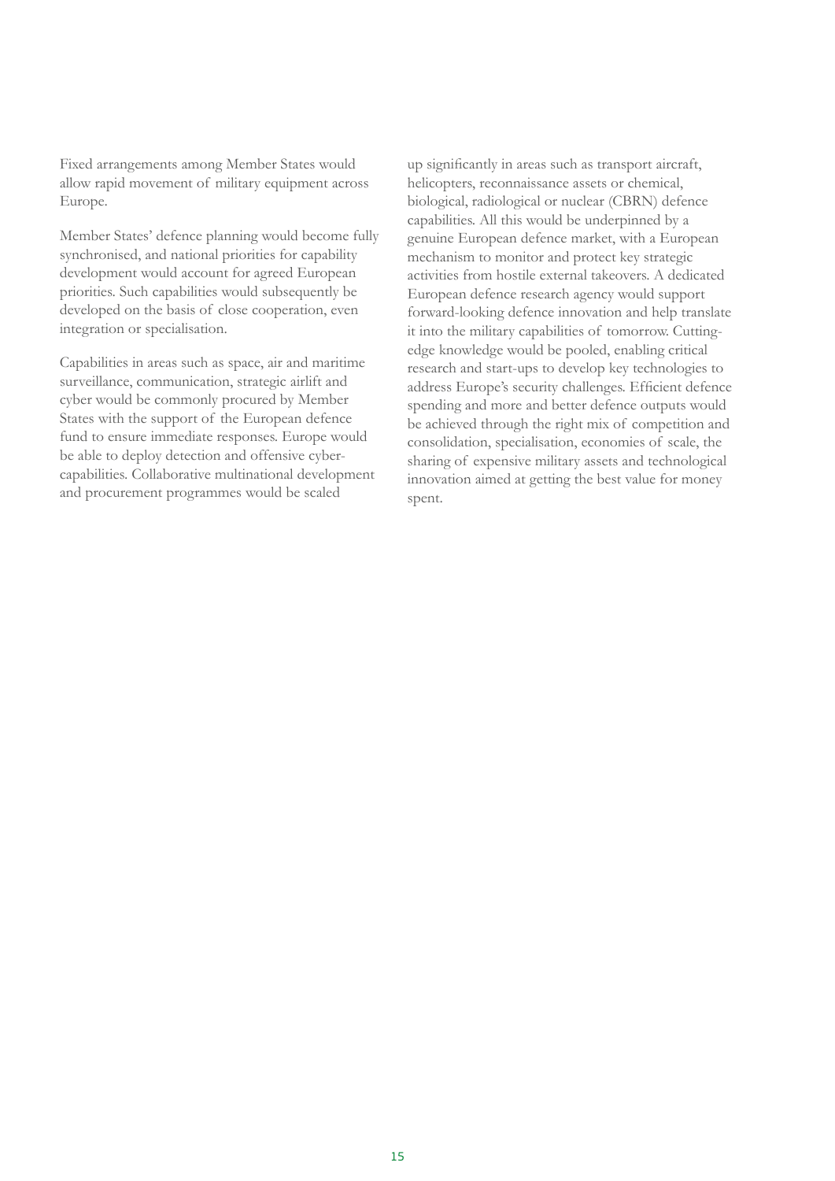Fixed arrangements among Member States would allow rapid movement of military equipment across Europe.

Member States' defence planning would become fully synchronised, and national priorities for capability development would account for agreed European priorities. Such capabilities would subsequently be developed on the basis of close cooperation, even integration or specialisation.

Capabilities in areas such as space, air and maritime surveillance, communication, strategic airlift and cyber would be commonly procured by Member States with the support of the European defence fund to ensure immediate responses. Europe would be able to deploy detection and offensive cyber-capabilities. Collaborative multinational development and procurement programmes would be scaled up significantly in areas such as transport aircraft, helicopters, reconnaissance assets or chemical, biological, radiological or nuclear (CBRN) defence capabilities. All this would be underpinned by a genuine European defence market, with a European mechanism to monitor and protect key strategic activities from hostile external takeovers. A dedicated European defence research agency would support forward-looking defence innovation and help translate it into the military capabilities of tomorrow. Cutting-edge knowledge would be pooled, enabling critical research and start-ups to develop key technologies to address Europe's security challenges. Efficient defence spending and more and better defence outputs would be achieved through the right mix of competition and consolidation, specialisation, economies of scale, the sharing of expensive military assets and technological innovation aimed at getting the best value for money spent.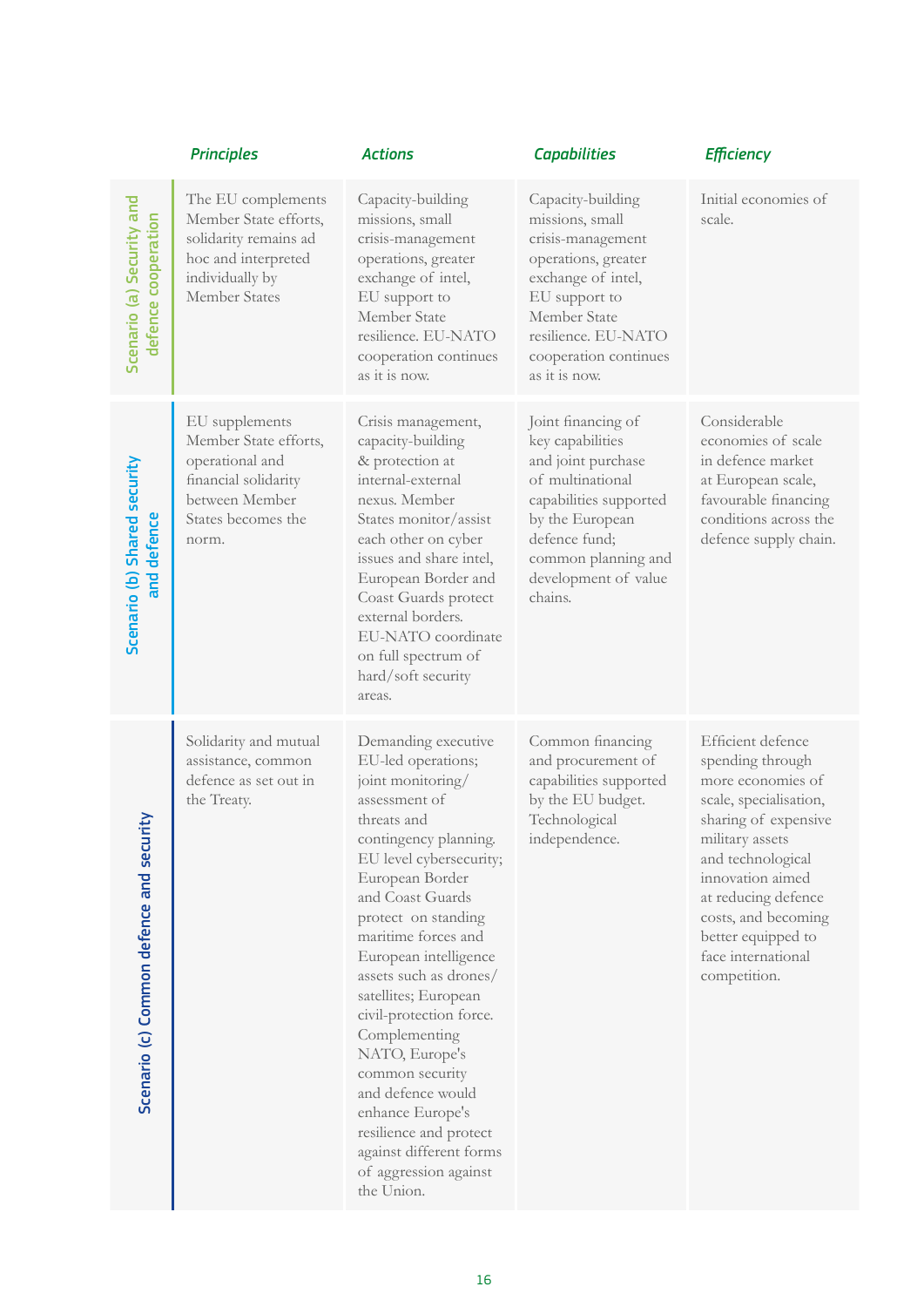| | *Principles* | *Actions* | *Capabilities* | *Efficiency* |
|---|---|---|---|---|
| Scenario (a) Security and defence cooperation | The EU complements Member State efforts, solidarity remains ad hoc and interpreted individually by Member States | Capacity-building missions, small crisis-management operations, greater exchange of intel, EU support to Member State resilience. EU-NATO cooperation continues as it is now. | Capacity-building missions, small crisis-management operations, greater exchange of intel, EU support to Member State resilience. EU-NATO cooperation continues as it is now. | Initial economies of scale. |
| Scenario (b) Shared security and defence | EU supplements Member State efforts, operational and financial solidarity between Member States becomes the norm. | Crisis management, capacity-building & protection at internal-external nexus. Member States monitor/assist each other on cyber issues and share intel, European Border and Coast Guards protect external borders. EU-NATO coordinate on full spectrum of hard/soft security areas. | Joint financing of key capabilities and joint purchase of multinational capabilities supported by the European defence fund; common planning and development of value chains. | Considerable economies of scale in defence market at European scale, favourable financing conditions across the defence supply chain. |
| Scenario (c) Common defence and security | Solidarity and mutual assistance, common defence as set out in the Treaty. | Demanding executive EU-led operations; joint monitoring/assessment of threats and contingency planning. EU level cybersecurity; European Border and Coast Guards protect on standing maritime forces and European intelligence assets such as drones/satellites; European civil-protection force. Complementing NATO, Europe's common security and defence would enhance Europe's resilience and protect against different forms of aggression against the Union. | Common financing and procurement of capabilities supported by the EU budget. Technological independence. | Efficient defence spending through more economies of scale, specialisation, sharing of expensive military assets and technological innovation aimed at reducing defence costs, and becoming better equipped to face international competition. |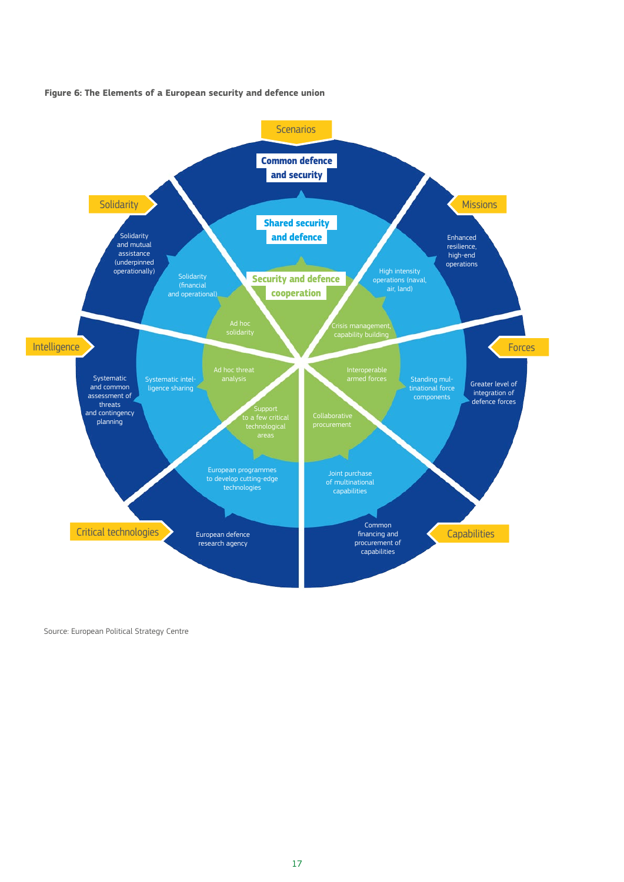**Figure 6: The Elements of a European security and defence union**

| Element | Security and defence cooperation | Shared security and defence | Common defence and security |
|---|---|---|---|
| Solidarity | Ad hoc solidarity | Solidarity (financial and operational) | Solidarity and mutual assistance (underpinned operationally) |
| Missions | Crisis management, capability building | High intensity operations (naval, air, land) | Enhanced resilience, high-end operations |
| Forces | Interoperable armed forces | Standing multinational force components | Greater level of integration of defence forces |
| Capabilities | Collaborative procurement | Joint purchase of multinational capabilities | Common financing and procurement of capabilities |
| Critical technologies | Support to a few critical technological areas | European programmes to develop cutting-edge technologies | European defence research agency |
| Intelligence | Ad hoc threat analysis | Systematic intelligence sharing | Systematic and common assessment of threats and contingency planning |

Source: European Political Strategy Centre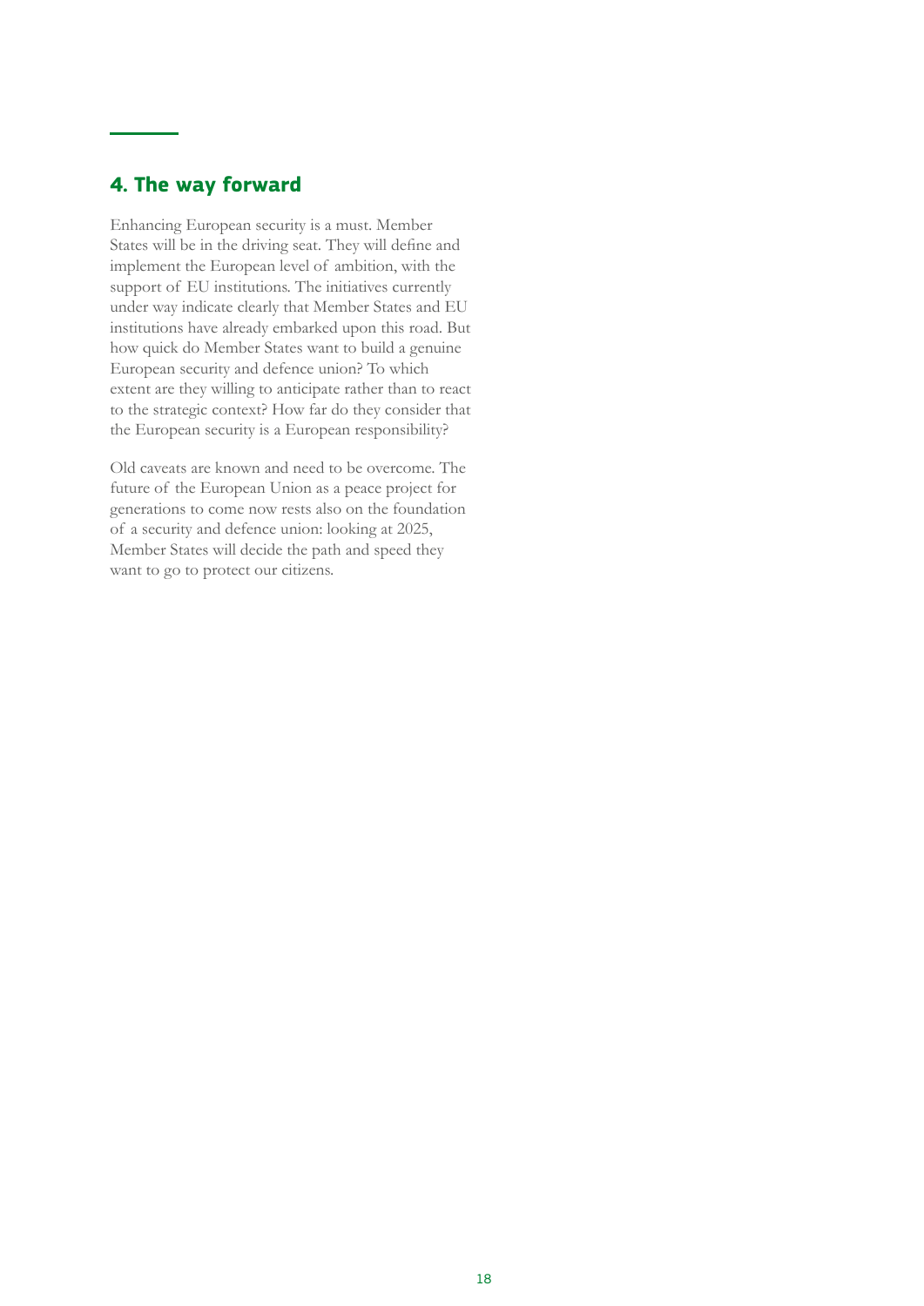## 4. The way forward

Enhancing European security is a must. Member States will be in the driving seat. They will define and implement the European level of ambition, with the support of EU institutions. The initiatives currently under way indicate clearly that Member States and EU institutions have already embarked upon this road. But how quick do Member States want to build a genuine European security and defence union? To which extent are they willing to anticipate rather than to react to the strategic context? How far do they consider that the European security is a European responsibility?

Old caveats are known and need to be overcome. The future of the European Union as a peace project for generations to come now rests also on the foundation of a security and defence union: looking at 2025, Member States will decide the path and speed they want to go to protect our citizens.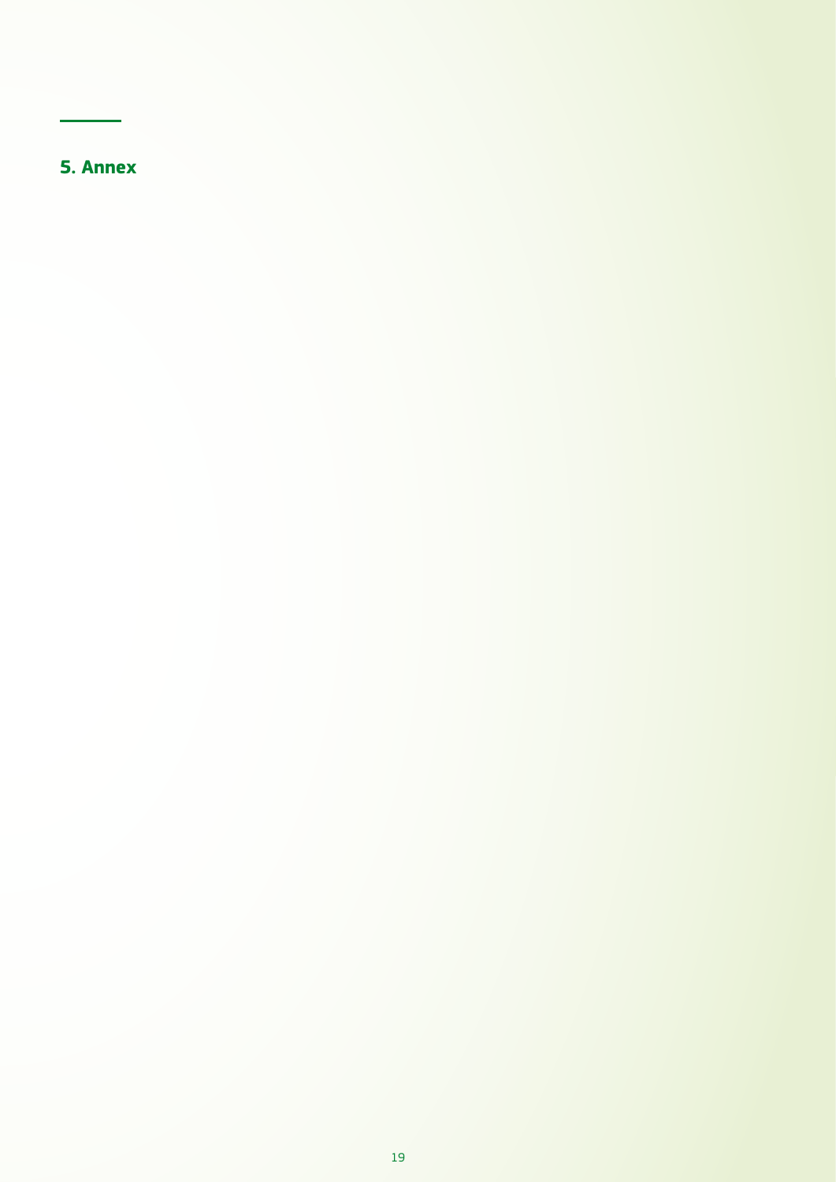## 5. Annex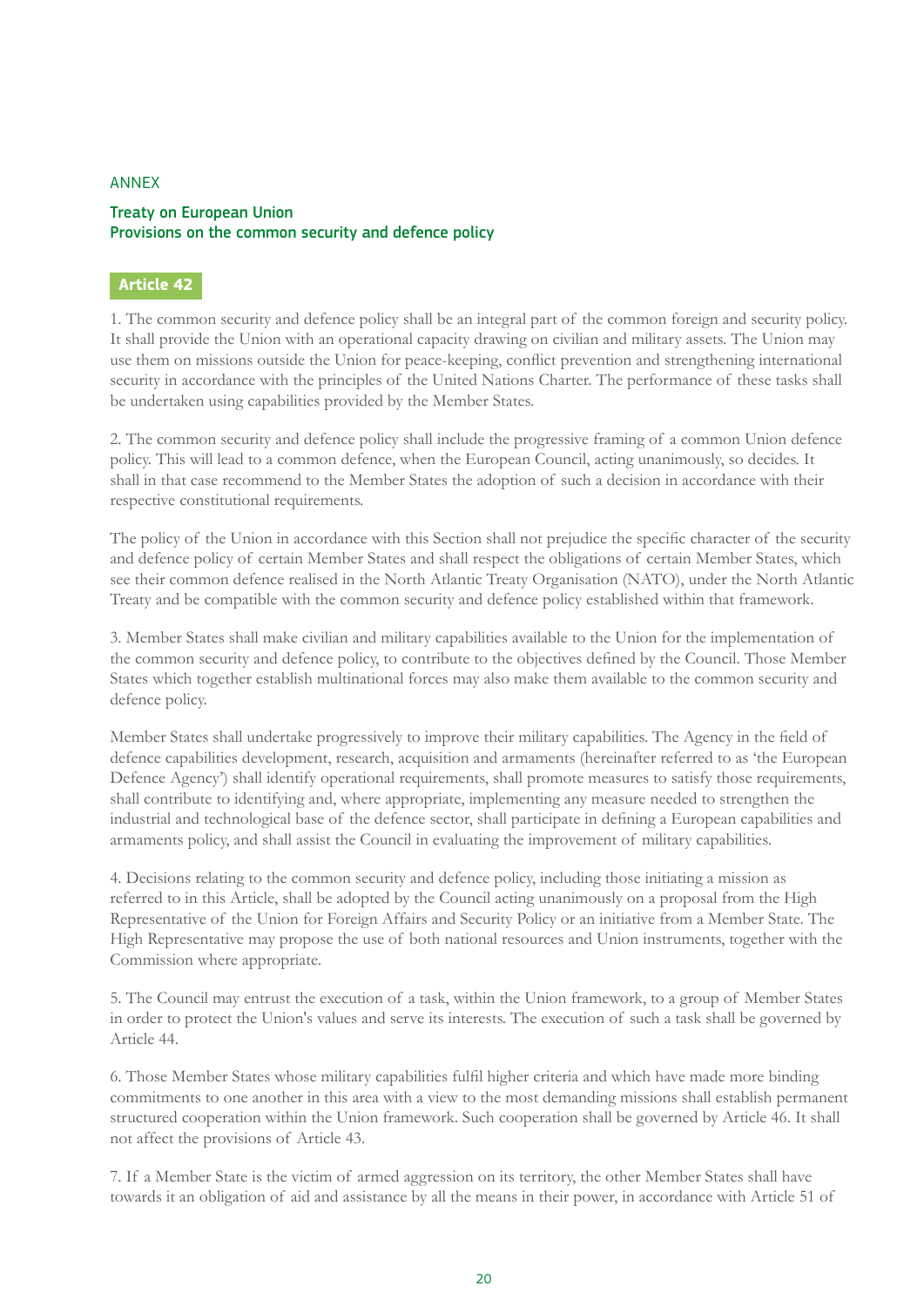ANNEX

## Treaty on European Union
## Provisions on the common security and defence policy

### Article 42

1. The common security and defence policy shall be an integral part of the common foreign and security policy. It shall provide the Union with an operational capacity drawing on civilian and military assets. The Union may use them on missions outside the Union for peace-keeping, conflict prevention and strengthening international security in accordance with the principles of the United Nations Charter. The performance of these tasks shall be undertaken using capabilities provided by the Member States.

2. The common security and defence policy shall include the progressive framing of a common Union defence policy. This will lead to a common defence, when the European Council, acting unanimously, so decides. It shall in that case recommend to the Member States the adoption of such a decision in accordance with their respective constitutional requirements.

The policy of the Union in accordance with this Section shall not prejudice the specific character of the security and defence policy of certain Member States and shall respect the obligations of certain Member States, which see their common defence realised in the North Atlantic Treaty Organisation (NATO), under the North Atlantic Treaty and be compatible with the common security and defence policy established within that framework.

3. Member States shall make civilian and military capabilities available to the Union for the implementation of the common security and defence policy, to contribute to the objectives defined by the Council. Those Member States which together establish multinational forces may also make them available to the common security and defence policy.

Member States shall undertake progressively to improve their military capabilities. The Agency in the field of defence capabilities development, research, acquisition and armaments (hereinafter referred to as 'the European Defence Agency') shall identify operational requirements, shall promote measures to satisfy those requirements, shall contribute to identifying and, where appropriate, implementing any measure needed to strengthen the industrial and technological base of the defence sector, shall participate in defining a European capabilities and armaments policy, and shall assist the Council in evaluating the improvement of military capabilities.

4. Decisions relating to the common security and defence policy, including those initiating a mission as referred to in this Article, shall be adopted by the Council acting unanimously on a proposal from the High Representative of the Union for Foreign Affairs and Security Policy or an initiative from a Member State. The High Representative may propose the use of both national resources and Union instruments, together with the Commission where appropriate.

5. The Council may entrust the execution of a task, within the Union framework, to a group of Member States in order to protect the Union's values and serve its interests. The execution of such a task shall be governed by Article 44.

6. Those Member States whose military capabilities fulfil higher criteria and which have made more binding commitments to one another in this area with a view to the most demanding missions shall establish permanent structured cooperation within the Union framework. Such cooperation shall be governed by Article 46. It shall not affect the provisions of Article 43.

7. If a Member State is the victim of armed aggression on its territory, the other Member States shall have towards it an obligation of aid and assistance by all the means in their power, in accordance with Article 51 of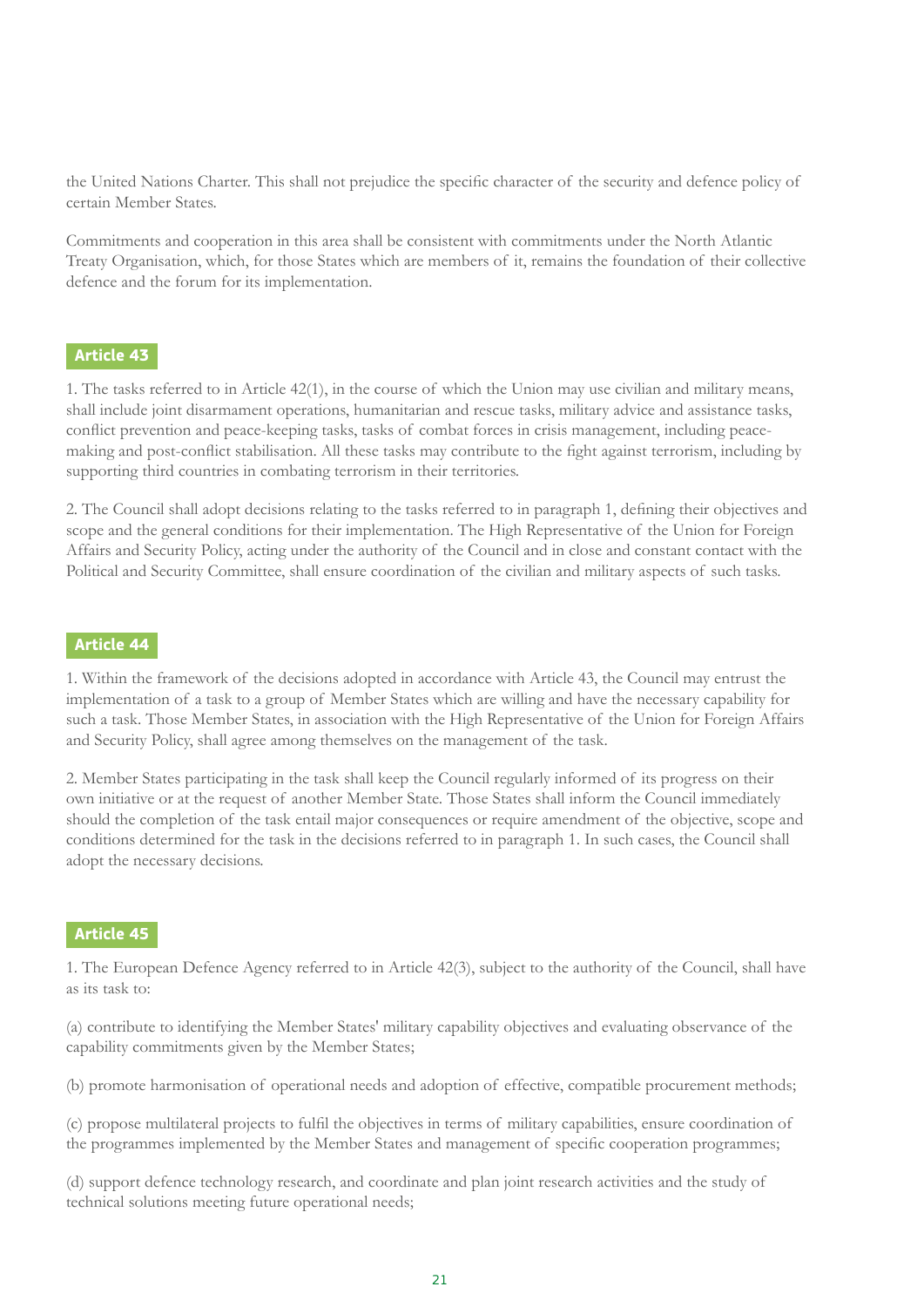the United Nations Charter. This shall not prejudice the specific character of the security and defence policy of certain Member States.

Commitments and cooperation in this area shall be consistent with commitments under the North Atlantic Treaty Organisation, which, for those States which are members of it, remains the foundation of their collective defence and the forum for its implementation.

## Article 43

1. The tasks referred to in Article 42(1), in the course of which the Union may use civilian and military means, shall include joint disarmament operations, humanitarian and rescue tasks, military advice and assistance tasks, conflict prevention and peace-keeping tasks, tasks of combat forces in crisis management, including peace-making and post-conflict stabilisation. All these tasks may contribute to the fight against terrorism, including by supporting third countries in combating terrorism in their territories.

2. The Council shall adopt decisions relating to the tasks referred to in paragraph 1, defining their objectives and scope and the general conditions for their implementation. The High Representative of the Union for Foreign Affairs and Security Policy, acting under the authority of the Council and in close and constant contact with the Political and Security Committee, shall ensure coordination of the civilian and military aspects of such tasks.

## Article 44

1. Within the framework of the decisions adopted in accordance with Article 43, the Council may entrust the implementation of a task to a group of Member States which are willing and have the necessary capability for such a task. Those Member States, in association with the High Representative of the Union for Foreign Affairs and Security Policy, shall agree among themselves on the management of the task.

2. Member States participating in the task shall keep the Council regularly informed of its progress on their own initiative or at the request of another Member State. Those States shall inform the Council immediately should the completion of the task entail major consequences or require amendment of the objective, scope and conditions determined for the task in the decisions referred to in paragraph 1. In such cases, the Council shall adopt the necessary decisions.

## Article 45

1. The European Defence Agency referred to in Article 42(3), subject to the authority of the Council, shall have as its task to:

(a) contribute to identifying the Member States' military capability objectives and evaluating observance of the capability commitments given by the Member States;

(b) promote harmonisation of operational needs and adoption of effective, compatible procurement methods;

(c) propose multilateral projects to fulfil the objectives in terms of military capabilities, ensure coordination of the programmes implemented by the Member States and management of specific cooperation programmes;

(d) support defence technology research, and coordinate and plan joint research activities and the study of technical solutions meeting future operational needs;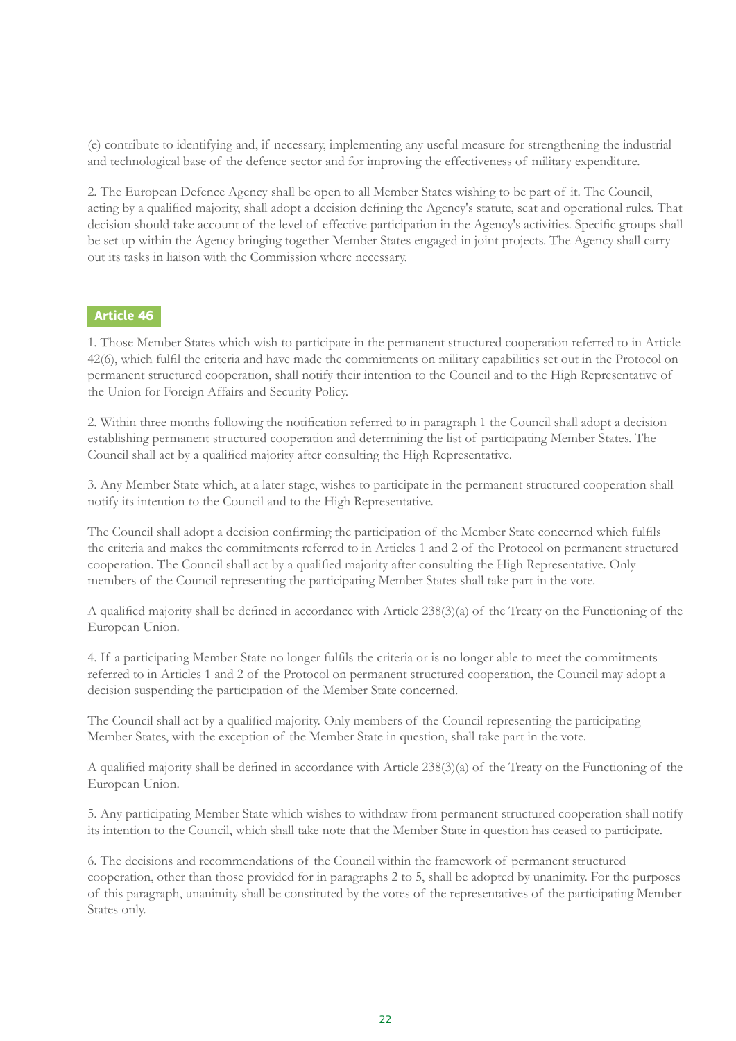(e) contribute to identifying and, if necessary, implementing any useful measure for strengthening the industrial and technological base of the defence sector and for improving the effectiveness of military expenditure.

2. The European Defence Agency shall be open to all Member States wishing to be part of it. The Council, acting by a qualified majority, shall adopt a decision defining the Agency's statute, seat and operational rules. That decision should take account of the level of effective participation in the Agency's activities. Specific groups shall be set up within the Agency bringing together Member States engaged in joint projects. The Agency shall carry out its tasks in liaison with the Commission where necessary.

## Article 46

1. Those Member States which wish to participate in the permanent structured cooperation referred to in Article 42(6), which fulfil the criteria and have made the commitments on military capabilities set out in the Protocol on permanent structured cooperation, shall notify their intention to the Council and to the High Representative of the Union for Foreign Affairs and Security Policy.

2. Within three months following the notification referred to in paragraph 1 the Council shall adopt a decision establishing permanent structured cooperation and determining the list of participating Member States. The Council shall act by a qualified majority after consulting the High Representative.

3. Any Member State which, at a later stage, wishes to participate in the permanent structured cooperation shall notify its intention to the Council and to the High Representative.

The Council shall adopt a decision confirming the participation of the Member State concerned which fulfils the criteria and makes the commitments referred to in Articles 1 and 2 of the Protocol on permanent structured cooperation. The Council shall act by a qualified majority after consulting the High Representative. Only members of the Council representing the participating Member States shall take part in the vote.

A qualified majority shall be defined in accordance with Article 238(3)(a) of the Treaty on the Functioning of the European Union.

4. If a participating Member State no longer fulfils the criteria or is no longer able to meet the commitments referred to in Articles 1 and 2 of the Protocol on permanent structured cooperation, the Council may adopt a decision suspending the participation of the Member State concerned.

The Council shall act by a qualified majority. Only members of the Council representing the participating Member States, with the exception of the Member State in question, shall take part in the vote.

A qualified majority shall be defined in accordance with Article 238(3)(a) of the Treaty on the Functioning of the European Union.

5. Any participating Member State which wishes to withdraw from permanent structured cooperation shall notify its intention to the Council, which shall take note that the Member State in question has ceased to participate.

6. The decisions and recommendations of the Council within the framework of permanent structured cooperation, other than those provided for in paragraphs 2 to 5, shall be adopted by unanimity. For the purposes of this paragraph, unanimity shall be constituted by the votes of the representatives of the participating Member States only.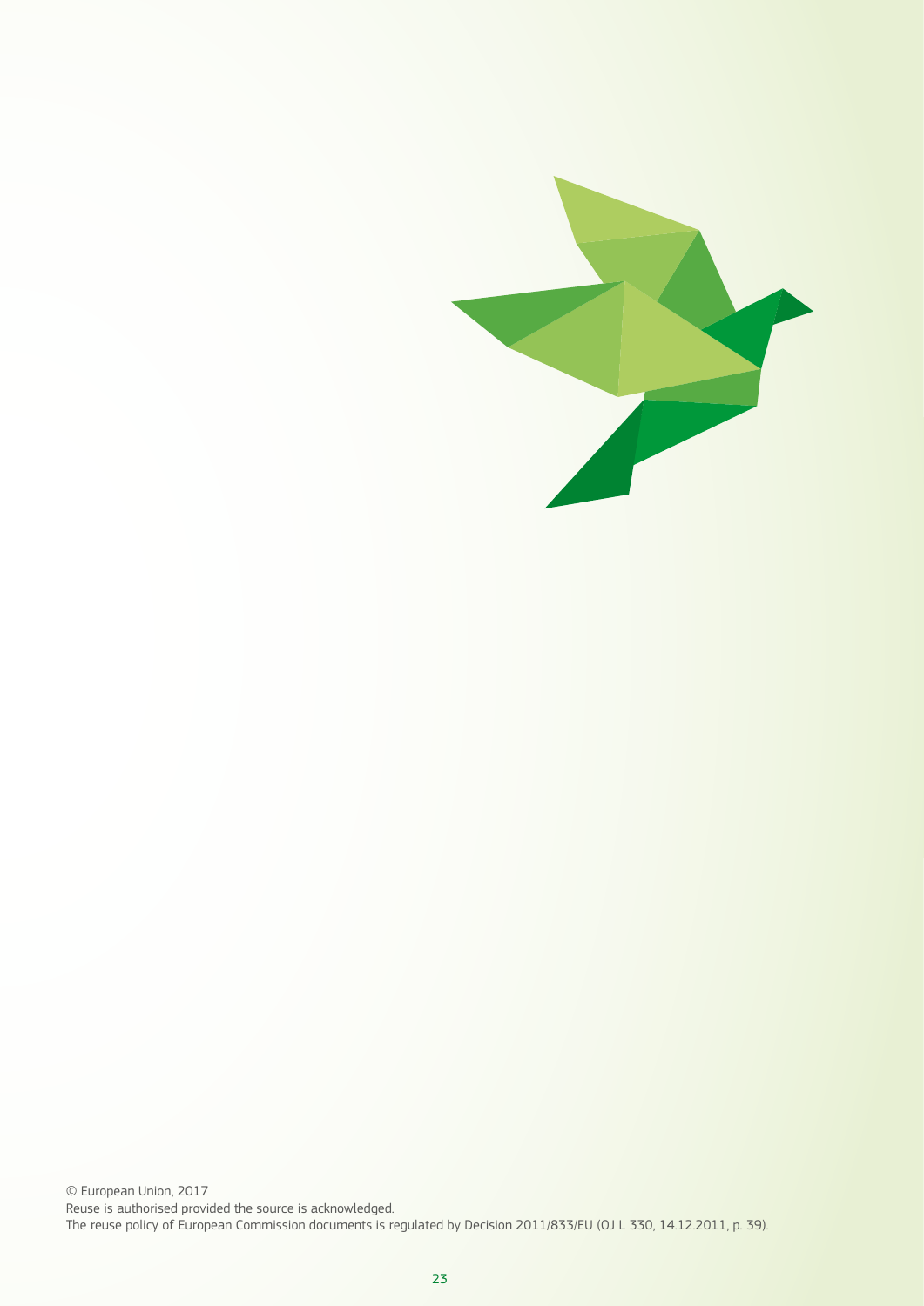© European Union, 2017

Reuse is authorised provided the source is acknowledged.

The reuse policy of European Commission documents is regulated by Decision 2011/833/EU (OJ L 330, 14.12.2011, p. 39).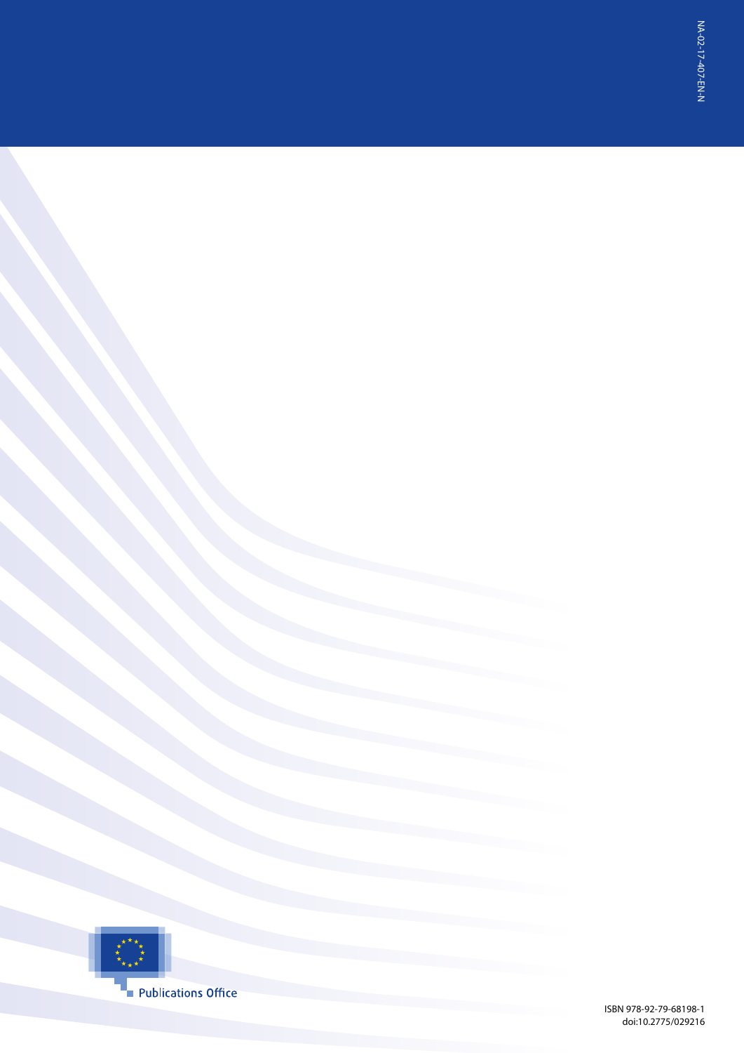NA-02-17-407-EN-N

Publications Office

ISBN 978-92-79-68198-1
doi:10.2775/029216